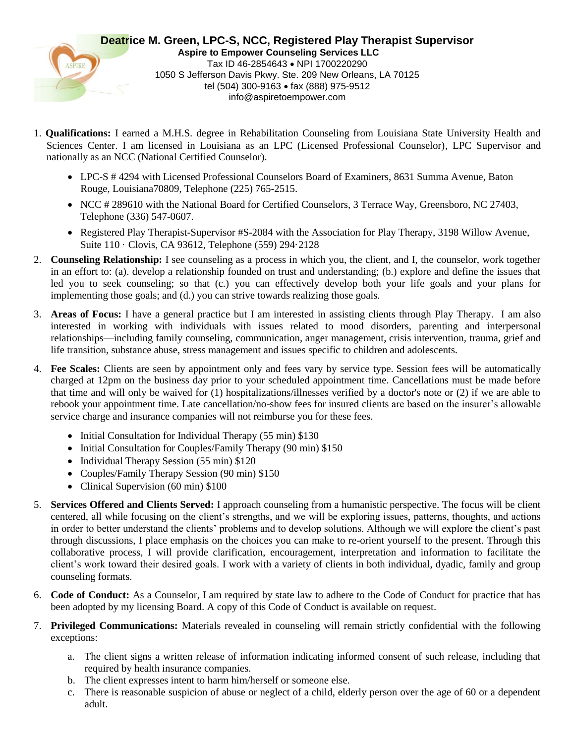# Deatrice M. Green, LPC-S, NCC, Registered Play Therapist Supervisor

**Aspire to Empower Counseling Services LLC**
Tax ID 46-2854643 • NPI 1700220290
1050 S Jefferson Davis Pkwy. Ste. 209 New Orleans, LA 70125
tel (504) 300-9163 • fax (888) 975-9512
info@aspiretoempower.com

1. **Qualifications:** I earned a M.H.S. degree in Rehabilitation Counseling from Louisiana State University Health and Sciences Center. I am licensed in Louisiana as an LPC (Licensed Professional Counselor), LPC Supervisor and nationally as an NCC (National Certified Counselor).
   - LPC-S # 4294 with Licensed Professional Counselors Board of Examiners, 8631 Summa Avenue, Baton Rouge, Louisiana70809, Telephone (225) 765-2515.
   - NCC # 289610 with the National Board for Certified Counselors, 3 Terrace Way, Greensboro, NC 27403, Telephone (336) 547-0607.
   - Registered Play Therapist-Supervisor #S-2084 with the Association for Play Therapy, 3198 Willow Avenue, Suite 110 · Clovis, CA 93612, Telephone (559) 294·2128
2. **Counseling Relationship:** I see counseling as a process in which you, the client, and I, the counselor, work together in an effort to: (a). develop a relationship founded on trust and understanding; (b.) explore and define the issues that led you to seek counseling; so that (c.) you can effectively develop both your life goals and your plans for implementing those goals; and (d.) you can strive towards realizing those goals.
3. **Areas of Focus:** I have a general practice but I am interested in assisting clients through Play Therapy. I am also interested in working with individuals with issues related to mood disorders, parenting and interpersonal relationships—including family counseling, communication, anger management, crisis intervention, trauma, grief and life transition, substance abuse, stress management and issues specific to children and adolescents.
4. **Fee Scales:** Clients are seen by appointment only and fees vary by service type. Session fees will be automatically charged at 12pm on the business day prior to your scheduled appointment time. Cancellations must be made before that time and will only be waived for (1) hospitalizations/illnesses verified by a doctor's note or (2) if we are able to rebook your appointment time. Late cancellation/no-show fees for insured clients are based on the insurer's allowable service charge and insurance companies will not reimburse you for these fees.
   - Initial Consultation for Individual Therapy (55 min) $130
   - Initial Consultation for Couples/Family Therapy (90 min) $150
   - Individual Therapy Session (55 min) $120
   - Couples/Family Therapy Session (90 min) $150
   - Clinical Supervision (60 min) $100
5. **Services Offered and Clients Served:** I approach counseling from a humanistic perspective. The focus will be client centered, all while focusing on the client's strengths, and we will be exploring issues, patterns, thoughts, and actions in order to better understand the clients' problems and to develop solutions. Although we will explore the client's past through discussions, I place emphasis on the choices you can make to re-orient yourself to the present. Through this collaborative process, I will provide clarification, encouragement, interpretation and information to facilitate the client's work toward their desired goals. I work with a variety of clients in both individual, dyadic, family and group counseling formats.
6. **Code of Conduct:** As a Counselor, I am required by state law to adhere to the Code of Conduct for practice that has been adopted by my licensing Board. A copy of this Code of Conduct is available on request.
7. **Privileged Communications:** Materials revealed in counseling will remain strictly confidential with the following exceptions:
   a. The client signs a written release of information indicating informed consent of such release, including that required by health insurance companies.
   b. The client expresses intent to harm him/herself or someone else.
   c. There is reasonable suspicion of abuse or neglect of a child, elderly person over the age of 60 or a dependent adult.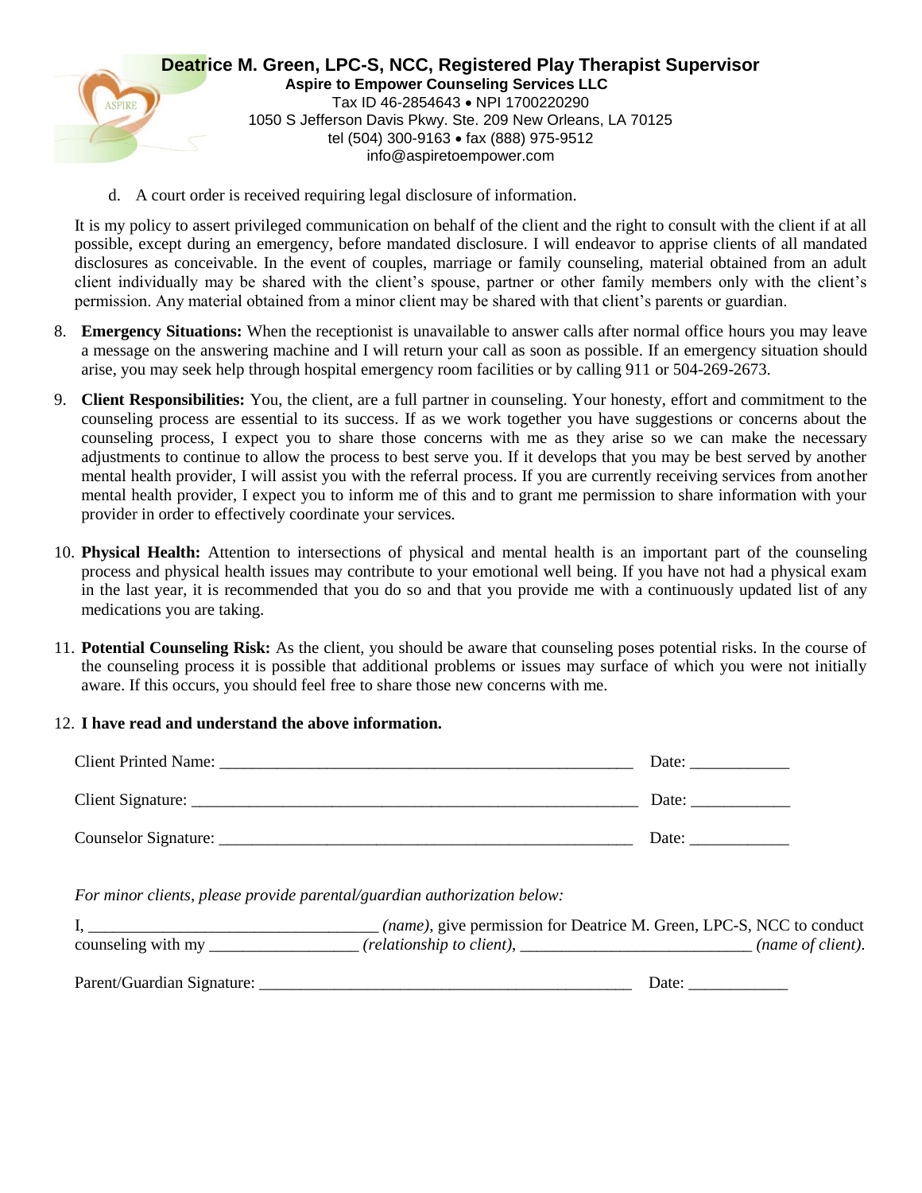**Deatrice M. Green, LPC-S, NCC, Registered Play Therapist Supervisor**
**Aspire to Empower Counseling Services LLC**
Tax ID 46-2854643 • NPI 1700220290
1050 S Jefferson Davis Pkwy. Ste. 209 New Orleans, LA 70125
tel (504) 300-9163 • fax (888) 975-9512
info@aspiretoempower.com

d. A court order is received requiring legal disclosure of information.

It is my policy to assert privileged communication on behalf of the client and the right to consult with the client if at all possible, except during an emergency, before mandated disclosure. I will endeavor to apprise clients of all mandated disclosures as conceivable. In the event of couples, marriage or family counseling, material obtained from an adult client individually may be shared with the client's spouse, partner or other family members only with the client's permission. Any material obtained from a minor client may be shared with that client's parents or guardian.

8. **Emergency Situations:** When the receptionist is unavailable to answer calls after normal office hours you may leave a message on the answering machine and I will return your call as soon as possible. If an emergency situation should arise, you may seek help through hospital emergency room facilities or by calling 911 or 504-269-2673.

9. **Client Responsibilities:** You, the client, are a full partner in counseling. Your honesty, effort and commitment to the counseling process are essential to its success. If as we work together you have suggestions or concerns about the counseling process, I expect you to share those concerns with me as they arise so we can make the necessary adjustments to continue to allow the process to best serve you. If it develops that you may be best served by another mental health provider, I will assist you with the referral process. If you are currently receiving services from another mental health provider, I expect you to inform me of this and to grant me permission to share information with your provider in order to effectively coordinate your services.

10. **Physical Health:** Attention to intersections of physical and mental health is an important part of the counseling process and physical health issues may contribute to your emotional well being. If you have not had a physical exam in the last year, it is recommended that you do so and that you provide me with a continuously updated list of any medications you are taking.

11. **Potential Counseling Risk:** As the client, you should be aware that counseling poses potential risks. In the course of the counseling process it is possible that additional problems or issues may surface of which you were not initially aware. If this occurs, you should feel free to share those new concerns with me.

12. **I have read and understand the above information.**

Client Printed Name: ________________________________________________ Date: ___________

Client Signature: ____________________________________________________ Date: ___________

Counselor Signature: ________________________________________________ Date: ___________

*For minor clients, please provide parental/guardian authorization below:*

I, ________________________________ *(name)*, give permission for Deatrice M. Green, LPC-S, NCC to conduct counseling with my ________________ *(relationship to client)*, __________________________ *(name of client)*.

Parent/Guardian Signature: ___________________________________________ Date: ___________